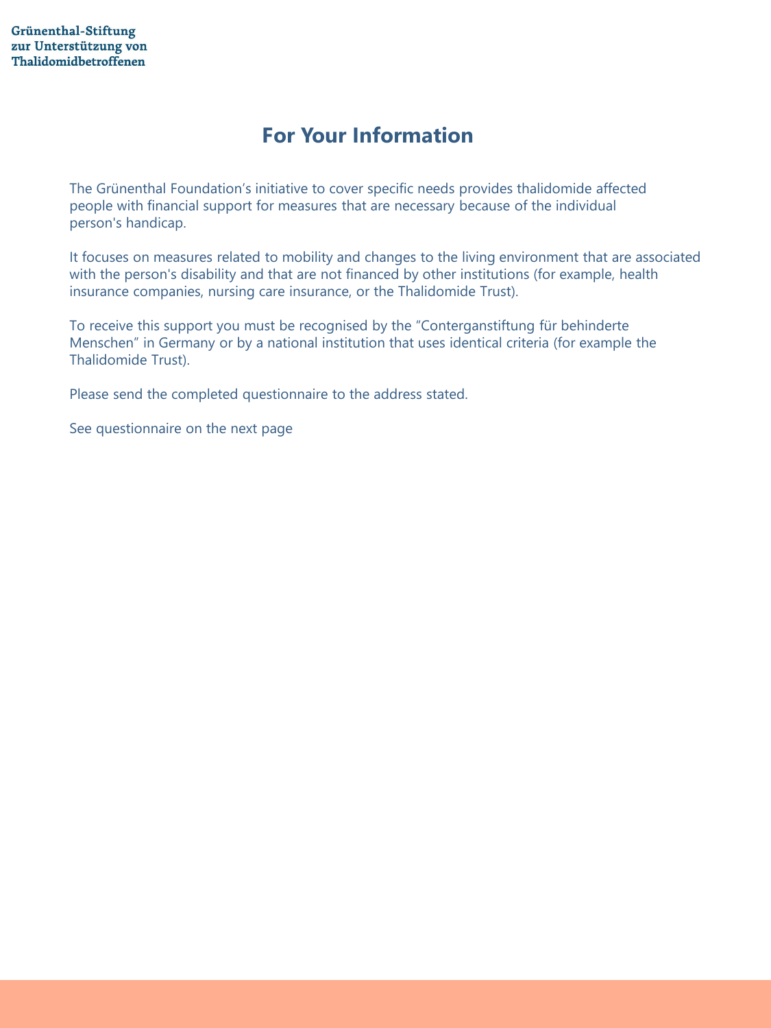**Grünenthal-Stiftung zur Unterstützung von Thalidomidbetroffenen**

# For Your Information

The Grünenthal Foundation's initiative to cover specific needs provides thalidomide affected people with financial support for measures that are necessary because of the individual person's handicap.

It focuses on measures related to mobility and changes to the living environment that are associated with the person's disability and that are not financed by other institutions (for example, health insurance companies, nursing care insurance, or the Thalidomide Trust).

To receive this support you must be recognised by the "Conterganstiftung für behinderte Menschen" in Germany or by a national institution that uses identical criteria (for example the Thalidomide Trust).

Please send the completed questionnaire to the address stated.

See questionnaire on the next page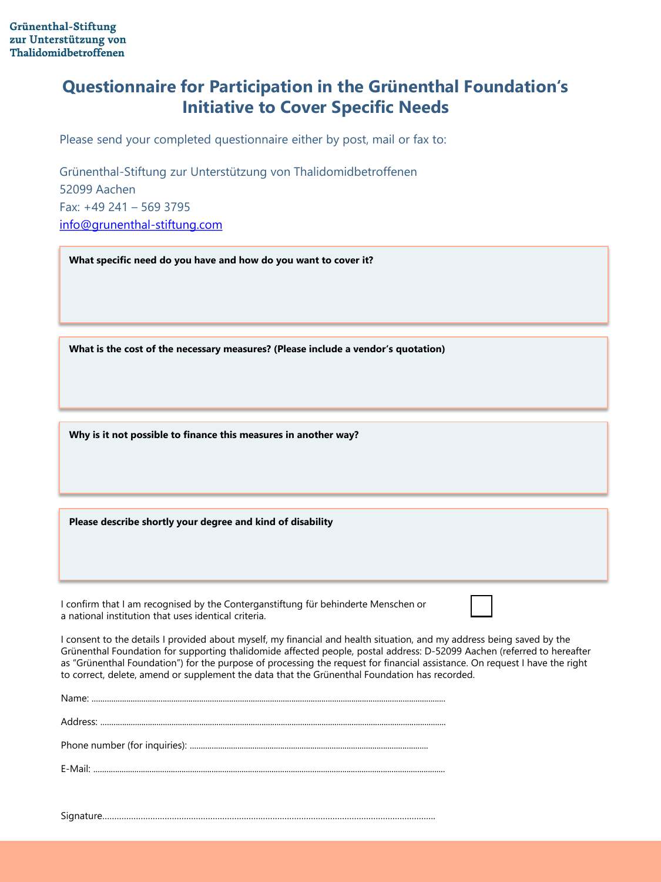Grünenthal-Stiftung
zur Unterstützung von
Thalidomidbetroffenen

# Questionnaire for Participation in the Grünenthal Foundation's Initiative to Cover Specific Needs

Please send your completed questionnaire either by post, mail or fax to:

Grünenthal-Stiftung zur Unterstützung von Thalidomidbetroffenen
52099 Aachen
Fax: +49 241 – 569 3795
info@grunenthal-stiftung.com

**What specific need do you have and how do you want to cover it?**

**What is the cost of the necessary measures? (Please include a vendor's quotation)**

**Why is it not possible to finance this measures in another way?**

**Please describe shortly your degree and kind of disability**

I confirm that I am recognised by the Conterganstiftung für behinderte Menschen or a national institution that uses identical criteria. ☐

I consent to the details I provided about myself, my financial and health situation, and my address being saved by the Grünenthal Foundation for supporting thalidomide affected people, postal address: D-52099 Aachen (referred to hereafter as "Grünenthal Foundation") for the purpose of processing the request for financial assistance. On request I have the right to correct, delete, amend or supplement the data that the Grünenthal Foundation has recorded.

Name: ..................................................................................................................................................

Address: ..............................................................................................................................................

Phone number (for inquiries): ..........................................................................................................

E-Mail: ................................................................................................................................................

Signature.............................................................................................................................................